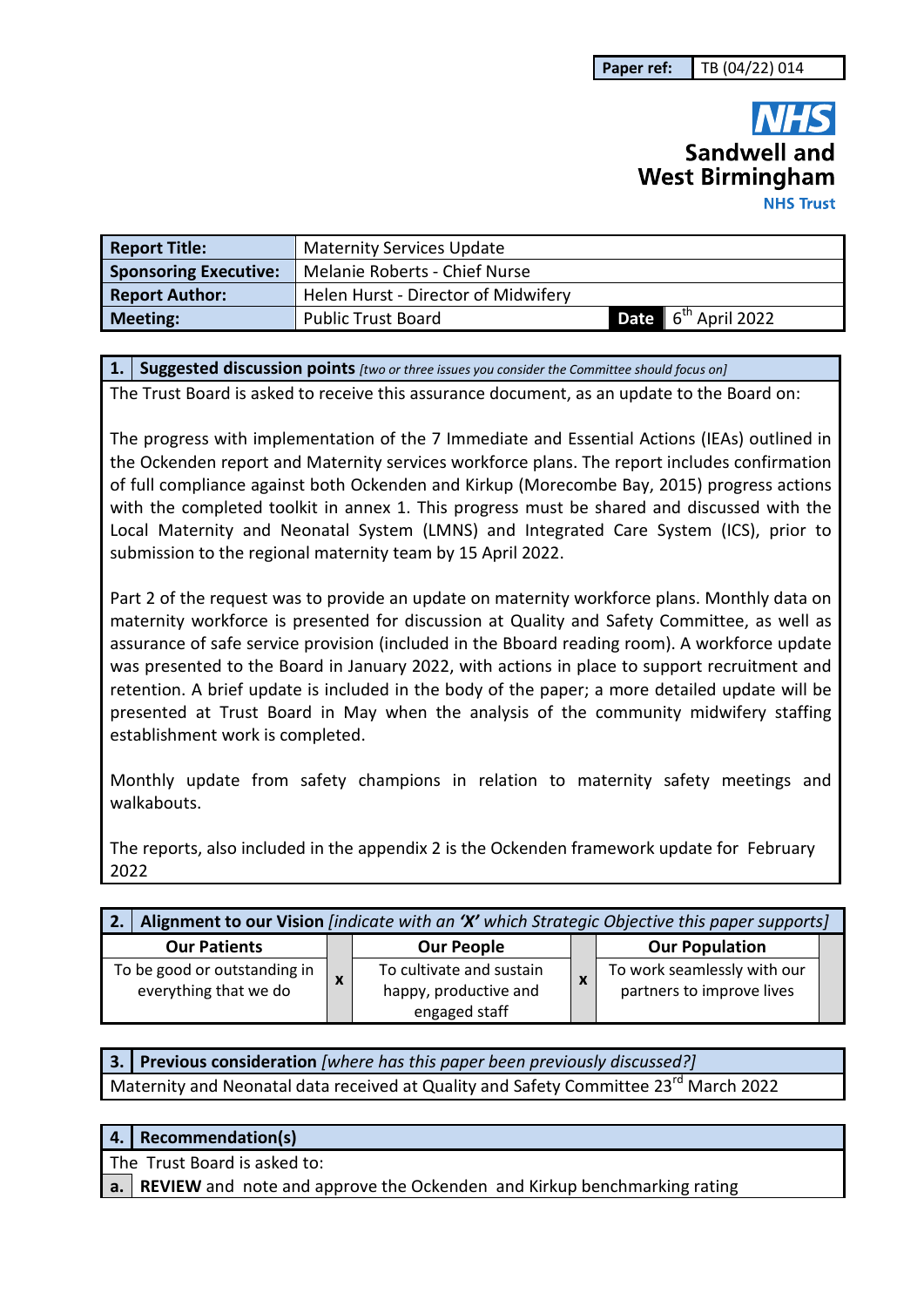| Paper ref: | TB (04/22) 014 |
|---|---|

**NHS**
**Sandwell and West Birmingham**
**NHS Trust**

| **Report Title:** | Maternity Services Update | | |
|---|---|---|---|
| **Sponsoring Executive:** | Melanie Roberts - Chief Nurse | | |
| **Report Author:** | Helen Hurst - Director of Midwifery | | |
| **Meeting:** | Public Trust Board | **Date** | 6th April 2022 |

## 1. Suggested discussion points *[two or three issues you consider the Committee should focus on]*

The Trust Board is asked to receive this assurance document, as an update to the Board on:

The progress with implementation of the 7 Immediate and Essential Actions (IEAs) outlined in the Ockenden report and Maternity services workforce plans. The report includes confirmation of full compliance against both Ockenden and Kirkup (Morecombe Bay, 2015) progress actions with the completed toolkit in annex 1. This progress must be shared and discussed with the Local Maternity and Neonatal System (LMNS) and Integrated Care System (ICS), prior to submission to the regional maternity team by 15 April 2022.

Part 2 of the request was to provide an update on maternity workforce plans. Monthly data on maternity workforce is presented for discussion at Quality and Safety Committee, as well as assurance of safe service provision (included in the Bboard reading room). A workforce update was presented to the Board in January 2022, with actions in place to support recruitment and retention. A brief update is included in the body of the paper; a more detailed update will be presented at Trust Board in May when the analysis of the community midwifery staffing establishment work is completed.

Monthly update from safety champions in relation to maternity safety meetings and walkabouts.

The reports, also included in the appendix 2 is the Ockenden framework update for February 2022

## 2. Alignment to our Vision *[indicate with an 'X' which Strategic Objective this paper supports]*

| Our Patients | | Our People | | Our Population | |
|---|---|---|---|---|---|
| To be good or outstanding in everything that we do | x | To cultivate and sustain happy, productive and engaged staff | x | To work seamlessly with our partners to improve lives | |

## 3. Previous consideration *[where has this paper been previously discussed?]*

Maternity and Neonatal data received at Quality and Safety Committee 23rd March 2022

## 4. Recommendation(s)

The Trust Board is asked to:

| a. | **REVIEW** and note and approve the Ockenden and Kirkup benchmarking rating |
|---|---|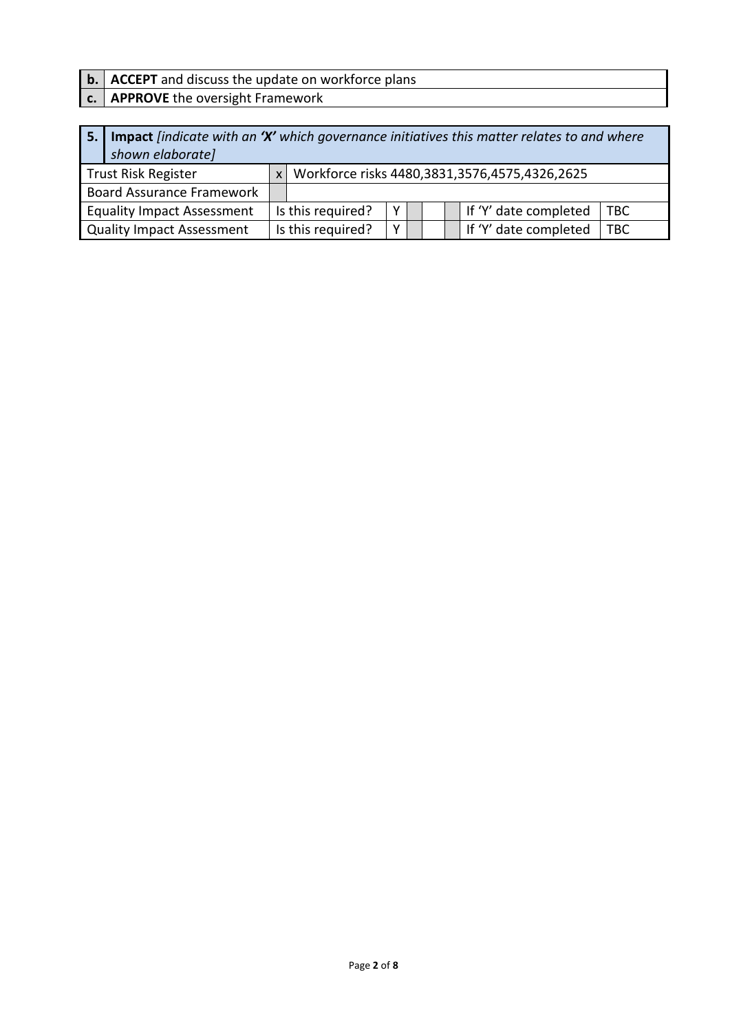| | |
|---|---|
| **b.** | **ACCEPT** and discuss the update on workforce plans |
| **c.** | **APPROVE** the oversight Framework |

| **5.** | **Impact** *[indicate with an **'X'** which governance initiatives this matter relates to and where shown elaborate]* | | | | | | | |
|---|---|---|---|---|---|---|---|---|
| Trust Risk Register | x | Workforce risks 4480,3831,3576,4575,4326,2625 | | | | | | |
| Board Assurance Framework | | | | | | | | |
| Equality Impact Assessment | Is this required? | Y | | | | If 'Y' date completed | TBC | |
| Quality Impact Assessment | Is this required? | Y | | | | If 'Y' date completed | TBC | |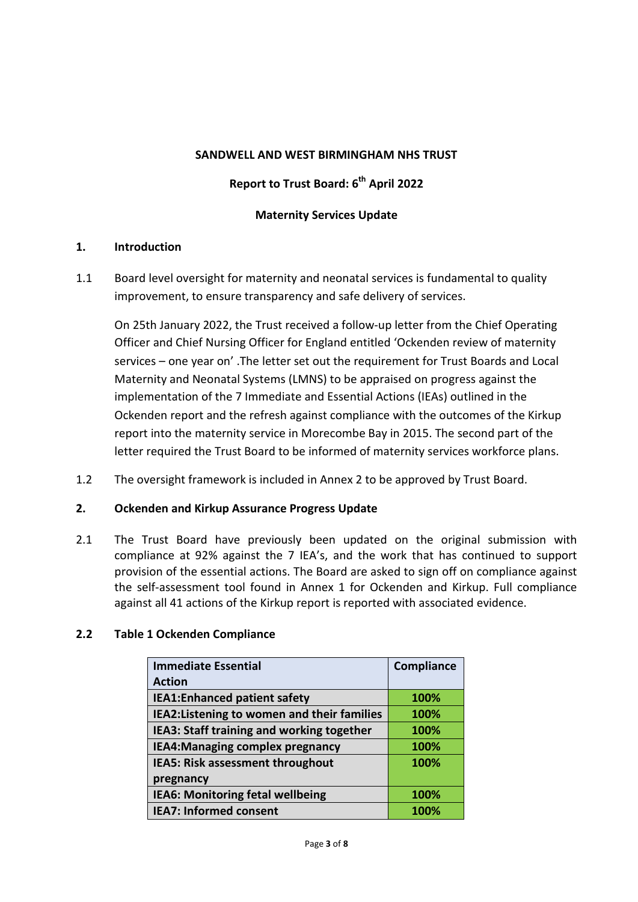**SANDWELL AND WEST BIRMINGHAM NHS TRUST**

**Report to Trust Board: 6th April 2022**

**Maternity Services Update**

## 1. Introduction

1.1 Board level oversight for maternity and neonatal services is fundamental to quality improvement, to ensure transparency and safe delivery of services.

On 25th January 2022, the Trust received a follow-up letter from the Chief Operating Officer and Chief Nursing Officer for England entitled 'Ockenden review of maternity services – one year on' .The letter set out the requirement for Trust Boards and Local Maternity and Neonatal Systems (LMNS) to be appraised on progress against the implementation of the 7 Immediate and Essential Actions (IEAs) outlined in the Ockenden report and the refresh against compliance with the outcomes of the Kirkup report into the maternity service in Morecombe Bay in 2015. The second part of the letter required the Trust Board to be informed of maternity services workforce plans.

1.2 The oversight framework is included in Annex 2 to be approved by Trust Board.

## 2. Ockenden and Kirkup Assurance Progress Update

2.1 The Trust Board have previously been updated on the original submission with compliance at 92% against the 7 IEA's, and the work that has continued to support provision of the essential actions. The Board are asked to sign off on compliance against the self-assessment tool found in Annex 1 for Ockenden and Kirkup. Full compliance against all 41 actions of the Kirkup report is reported with associated evidence.

### 2.2 Table 1 Ockenden Compliance

| Immediate Essential Action | Compliance |
|---|---|
| IEA1:Enhanced patient safety | 100% |
| IEA2:Listening to women and their families | 100% |
| IEA3: Staff training and working together | 100% |
| IEA4:Managing complex pregnancy | 100% |
| IEA5: Risk assessment throughout pregnancy | 100% |
| IEA6: Monitoring fetal wellbeing | 100% |
| IEA7: Informed consent | 100% |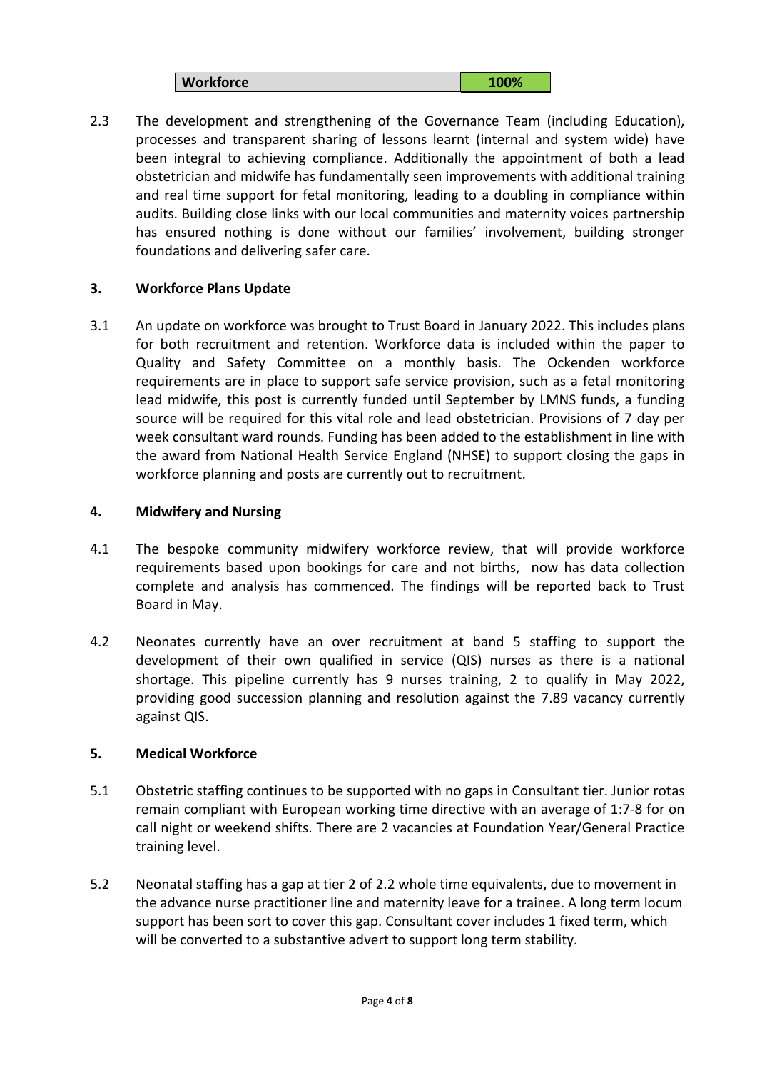| Workforce | 100% |
| --- | --- |

2.3 The development and strengthening of the Governance Team (including Education), processes and transparent sharing of lessons learnt (internal and system wide) have been integral to achieving compliance. Additionally the appointment of both a lead obstetrician and midwife has fundamentally seen improvements with additional training and real time support for fetal monitoring, leading to a doubling in compliance within audits. Building close links with our local communities and maternity voices partnership has ensured nothing is done without our families' involvement, building stronger foundations and delivering safer care.

## 3. Workforce Plans Update

3.1 An update on workforce was brought to Trust Board in January 2022. This includes plans for both recruitment and retention. Workforce data is included within the paper to Quality and Safety Committee on a monthly basis. The Ockenden workforce requirements are in place to support safe service provision, such as a fetal monitoring lead midwife, this post is currently funded until September by LMNS funds, a funding source will be required for this vital role and lead obstetrician. Provisions of 7 day per week consultant ward rounds. Funding has been added to the establishment in line with the award from National Health Service England (NHSE) to support closing the gaps in workforce planning and posts are currently out to recruitment.

## 4. Midwifery and Nursing

4.1 The bespoke community midwifery workforce review, that will provide workforce requirements based upon bookings for care and not births, now has data collection complete and analysis has commenced. The findings will be reported back to Trust Board in May.

4.2 Neonates currently have an over recruitment at band 5 staffing to support the development of their own qualified in service (QIS) nurses as there is a national shortage. This pipeline currently has 9 nurses training, 2 to qualify in May 2022, providing good succession planning and resolution against the 7.89 vacancy currently against QIS.

## 5. Medical Workforce

5.1 Obstetric staffing continues to be supported with no gaps in Consultant tier. Junior rotas remain compliant with European working time directive with an average of 1:7-8 for on call night or weekend shifts. There are 2 vacancies at Foundation Year/General Practice training level.

5.2 Neonatal staffing has a gap at tier 2 of 2.2 whole time equivalents, due to movement in the advance nurse practitioner line and maternity leave for a trainee. A long term locum support has been sort to cover this gap. Consultant cover includes 1 fixed term, which will be converted to a substantive advert to support long term stability.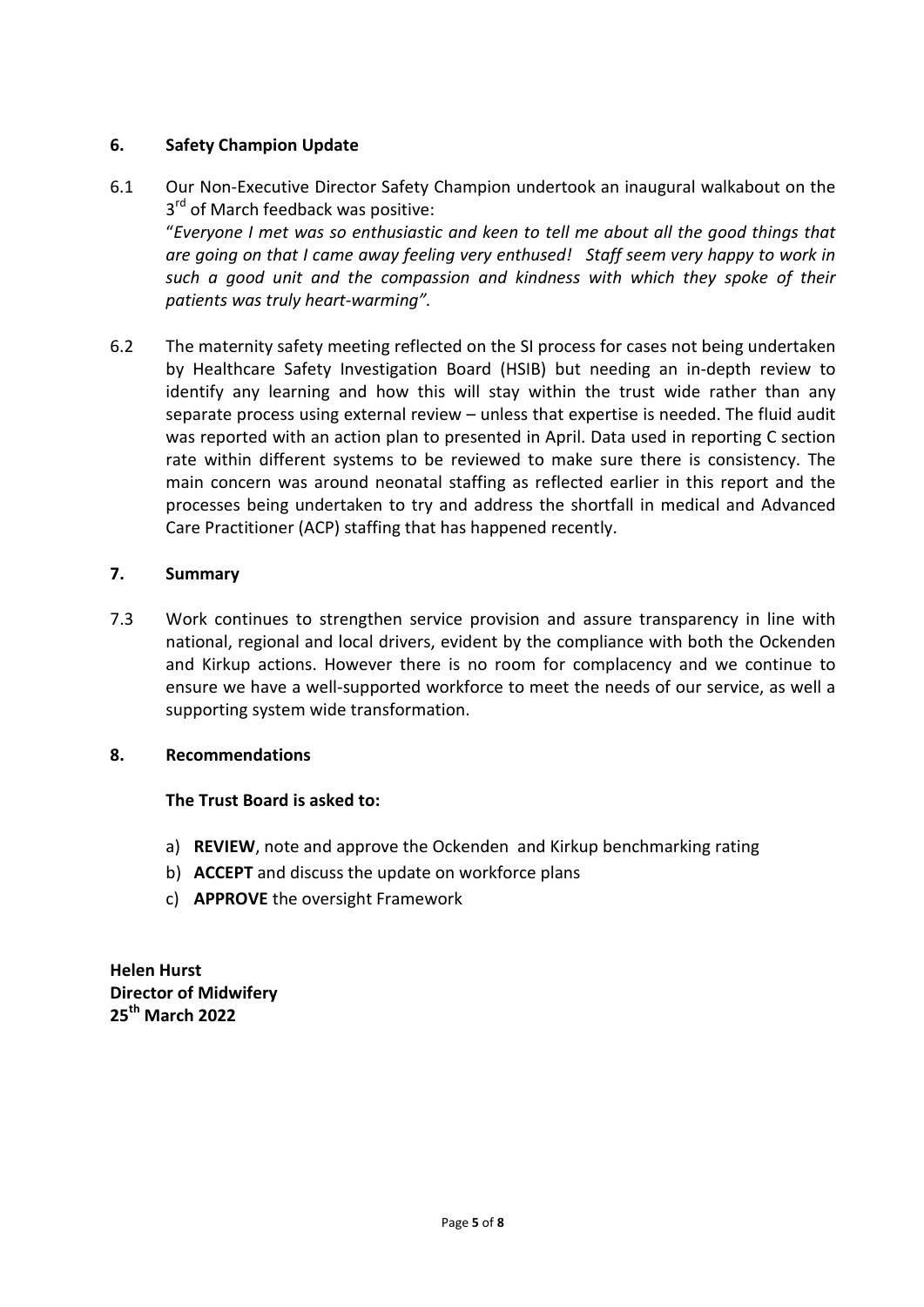## 6. Safety Champion Update

6.1 Our Non-Executive Director Safety Champion undertook an inaugural walkabout on the 3rd of March feedback was positive:
"*Everyone I met was so enthusiastic and keen to tell me about all the good things that are going on that I came away feeling very enthused! Staff seem very happy to work in such a good unit and the compassion and kindness with which they spoke of their patients was truly heart-warming".*

6.2 The maternity safety meeting reflected on the SI process for cases not being undertaken by Healthcare Safety Investigation Board (HSIB) but needing an in-depth review to identify any learning and how this will stay within the trust wide rather than any separate process using external review – unless that expertise is needed. The fluid audit was reported with an action plan to presented in April. Data used in reporting C section rate within different systems to be reviewed to make sure there is consistency. The main concern was around neonatal staffing as reflected earlier in this report and the processes being undertaken to try and address the shortfall in medical and Advanced Care Practitioner (ACP) staffing that has happened recently.

## 7. Summary

7.3 Work continues to strengthen service provision and assure transparency in line with national, regional and local drivers, evident by the compliance with both the Ockenden and Kirkup actions. However there is no room for complacency and we continue to ensure we have a well-supported workforce to meet the needs of our service, as well a supporting system wide transformation.

## 8. Recommendations

**The Trust Board is asked to:**

a) **REVIEW**, note and approve the Ockenden and Kirkup benchmarking rating
b) **ACCEPT** and discuss the update on workforce plans
c) **APPROVE** the oversight Framework

**Helen Hurst**
**Director of Midwifery**
**25th March 2022**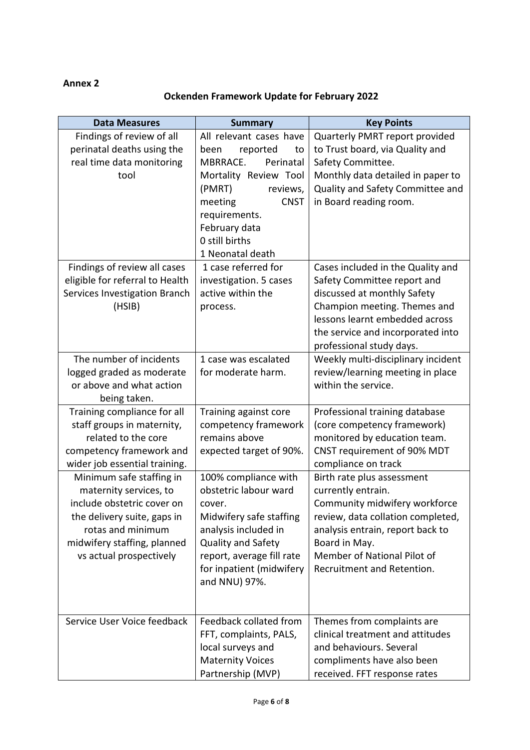**Annex 2**

## Ockenden Framework Update for February 2022

| Data Measures | Summary | Key Points |
|---|---|---|
| Findings of review of all perinatal deaths using the real time data monitoring tool | All relevant cases have been reported to MBRRACE. Perinatal Mortality Review Tool (PMRT) reviews, meeting CNST requirements.<br>February data<br>0 still births<br>1 Neonatal death | Quarterly PMRT report provided to Trust board, via Quality and Safety Committee.<br>Monthly data detailed in paper to Quality and Safety Committee and in Board reading room. |
| Findings of review all cases eligible for referral to Health Services Investigation Branch (HSIB) | 1 case referred for investigation. 5 cases active within the process. | Cases included in the Quality and Safety Committee report and discussed at monthly Safety Champion meeting. Themes and lessons learnt embedded across the service and incorporated into professional study days. |
| The number of incidents logged graded as moderate or above and what action being taken. | 1 case was escalated for moderate harm. | Weekly multi-disciplinary incident review/learning meeting in place within the service. |
| Training compliance for all staff groups in maternity, related to the core competency framework and wider job essential training. | Training against core competency framework remains above expected target of 90%. | Professional training database (core competency framework) monitored by education team. CNST requirement of 90% MDT compliance on track |
| Minimum safe staffing in maternity services, to include obstetric cover on the delivery suite, gaps in rotas and minimum midwifery staffing, planned vs actual prospectively | 100% compliance with obstetric labour ward cover.<br>Midwifery safe staffing analysis included in Quality and Safety report, average fill rate for inpatient (midwifery and NNU) 97%. | Birth rate plus assessment currently entrain.<br>Community midwifery workforce review, data collation completed, analysis entrain, report back to Board in May.<br>Member of National Pilot of Recruitment and Retention. |
| Service User Voice feedback | Feedback collated from FFT, complaints, PALS, local surveys and Maternity Voices Partnership (MVP) | Themes from complaints are clinical treatment and attitudes and behaviours. Several compliments have also been received. FFT response rates |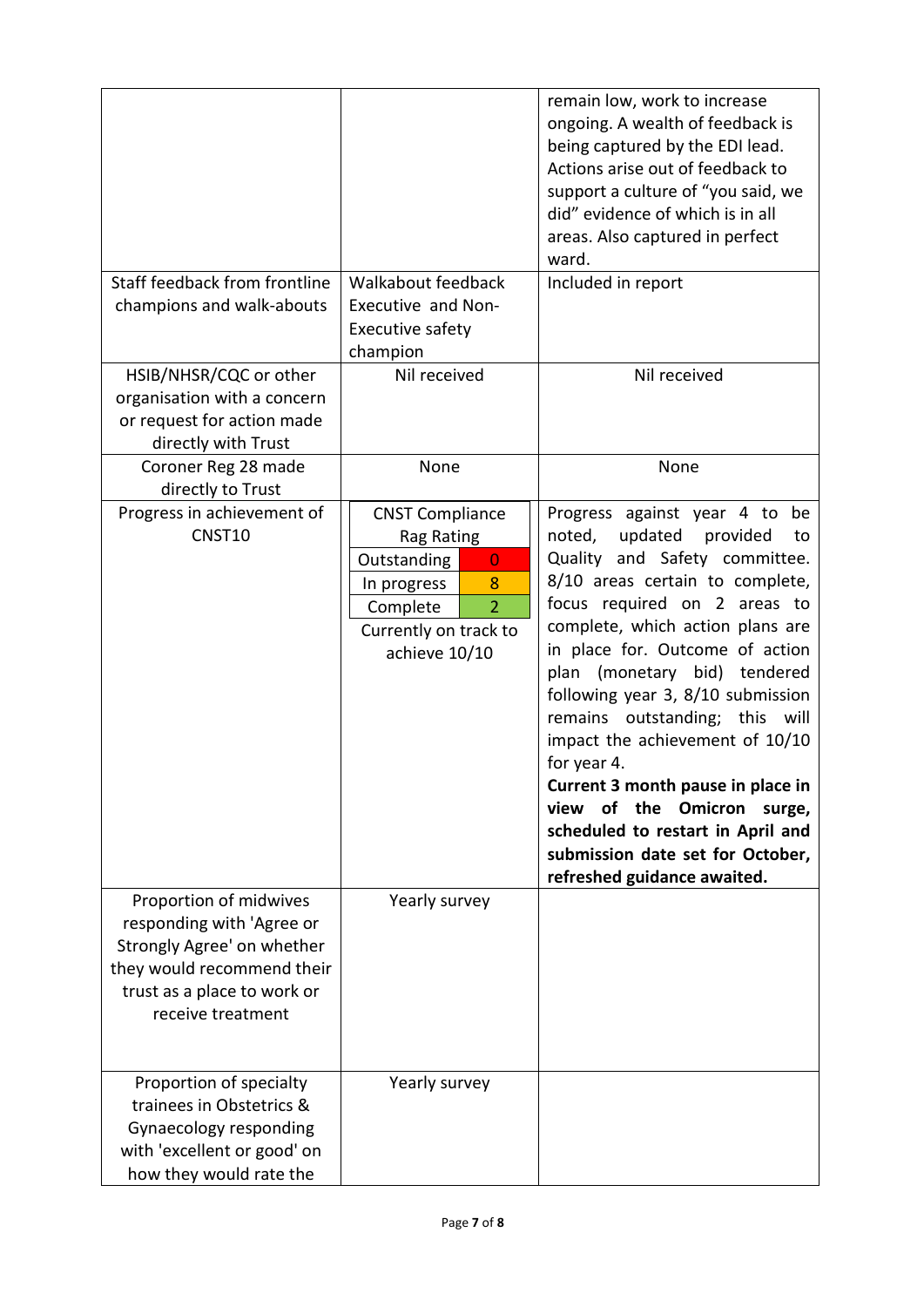| | | |
|---|---|---|
| | | remain low, work to increase ongoing. A wealth of feedback is being captured by the EDI lead. Actions arise out of feedback to support a culture of "you said, we did" evidence of which is in all areas. Also captured in perfect ward. |
| Staff feedback from frontline champions and walk-abouts | Walkabout feedback Executive and Non-Executive safety champion | Included in report |
| HSIB/NHSR/CQC or other organisation with a concern or request for action made directly with Trust | Nil received | Nil received |
| Coroner Reg 28 made directly to Trust | None | None |
| Progress in achievement of CNST10 | CNST Compliance Rag Rating<br>Outstanding: 0<br>In progress: 8<br>Complete: 2<br>Currently on track to achieve 10/10 | Progress against year 4 to be noted, updated provided to Quality and Safety committee. 8/10 areas certain to complete, focus required on 2 areas to complete, which action plans are in place for. Outcome of action plan (monetary bid) tendered following year 3, 8/10 submission remains outstanding; this will impact the achievement of 10/10 for year 4.<br>**Current 3 month pause in place in view of the Omicron surge, scheduled to restart in April and submission date set for October, refreshed guidance awaited.** |
| Proportion of midwives responding with 'Agree or Strongly Agree' on whether they would recommend their trust as a place to work or receive treatment | Yearly survey | |
| Proportion of specialty trainees in Obstetrics & Gynaecology responding with 'excellent or good' on how they would rate the | Yearly survey | |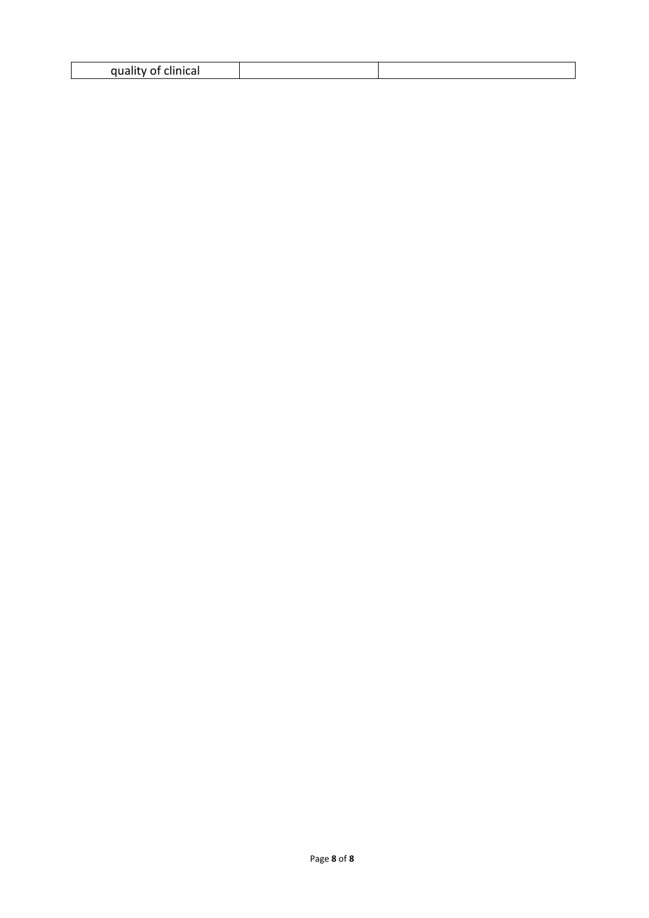| | | |
|---|---|---|
| quality of clinical | | |